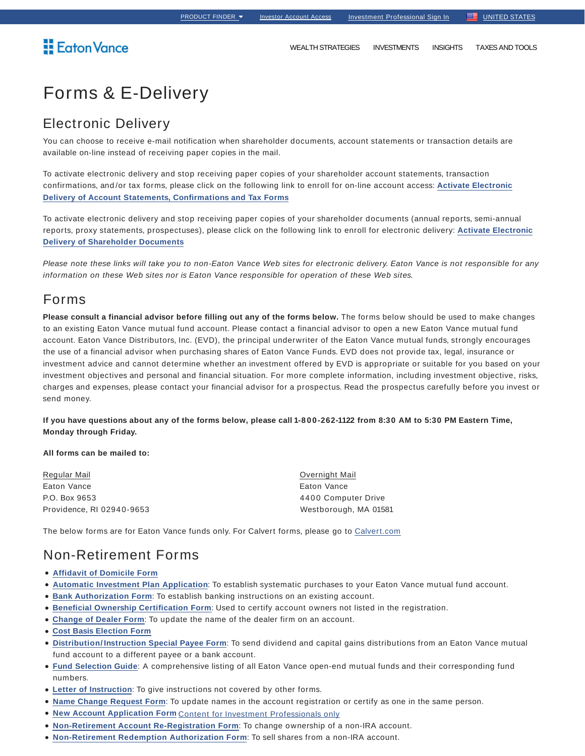PRODUCT FINDER | Investor Account Access | Investment Professional Sign In | UNITED STATES

Eaton Vance

WEALTH STRATEGIES | INVESTMENTS | INSIGHTS | TAXES AND TOOLS

# Forms & E-Delivery

## Electronic Delivery

You can choose to receive e-mail notification when shareholder documents, account statements or transaction details are available on-line instead of receiving paper copies in the mail.

To activate electronic delivery and stop receiving paper copies of your shareholder account statements, transaction confirmations, and/or tax forms, please click on the following link to enroll for on-line account access: **Activate Electronic Delivery of Account Statements, Confirmations and Tax Forms**

To activate electronic delivery and stop receiving paper copies of your shareholder documents (annual reports, semi-annual reports, proxy statements, prospectuses), please click on the following link to enroll for electronic delivery: **Activate Electronic Delivery of Shareholder Documents**

*Please note these links will take you to non-Eaton Vance Web sites for electronic delivery. Eaton Vance is not responsible for any information on these Web sites nor is Eaton Vance responsible for operation of these Web sites.*

## Forms

**Please consult a financial advisor before filling out any of the forms below.** The forms below should be used to make changes to an existing Eaton Vance mutual fund account. Please contact a financial advisor to open a new Eaton Vance mutual fund account. Eaton Vance Distributors, Inc. (EVD), the principal underwriter of the Eaton Vance mutual funds, strongly encourages the use of a financial advisor when purchasing shares of Eaton Vance Funds. EVD does not provide tax, legal, insurance or investment advice and cannot determine whether an investment offered by EVD is appropriate or suitable for you based on your investment objectives and personal and financial situation. For more complete information, including investment objective, risks, charges and expenses, please contact your financial advisor for a prospectus. Read the prospectus carefully before you invest or send money.

**If you have questions about any of the forms below, please call 1-800-262-1122 from 8:30 AM to 5:30 PM Eastern Time, Monday through Friday.**

**All forms can be mailed to:**

Regular Mail
Eaton Vance
P.O. Box 9653
Providence, RI 02940-9653

Overnight Mail
Eaton Vance
4400 Computer Drive
Westborough, MA 01581

The below forms are for Eaton Vance funds only. For Calvert forms, please go to Calvert.com

## Non-Retirement Forms

- **Affidavit of Domicile Form**
- **Automatic Investment Plan Application**: To establish systematic purchases to your Eaton Vance mutual fund account.
- **Bank Authorization Form**: To establish banking instructions on an existing account.
- **Beneficial Ownership Certification Form**: Used to certify account owners not listed in the registration.
- **Change of Dealer Form**: To update the name of the dealer firm on an account.
- **Cost Basis Election Form**
- **Distribution/Instruction Special Payee Form**: To send dividend and capital gains distributions from an Eaton Vance mutual fund account to a different payee or a bank account.
- **Fund Selection Guide**: A comprehensive listing of all Eaton Vance open-end mutual funds and their corresponding fund numbers.
- **Letter of Instruction**: To give instructions not covered by other forms.
- **Name Change Request Form**: To update names in the account registration or certify as one in the same person.
- **New Account Application Form** Content for Investment Professionals only
- **Non-Retirement Account Re-Registration Form**: To change ownership of a non-IRA account.
- **Non-Retirement Redemption Authorization Form**: To sell shares from a non-IRA account.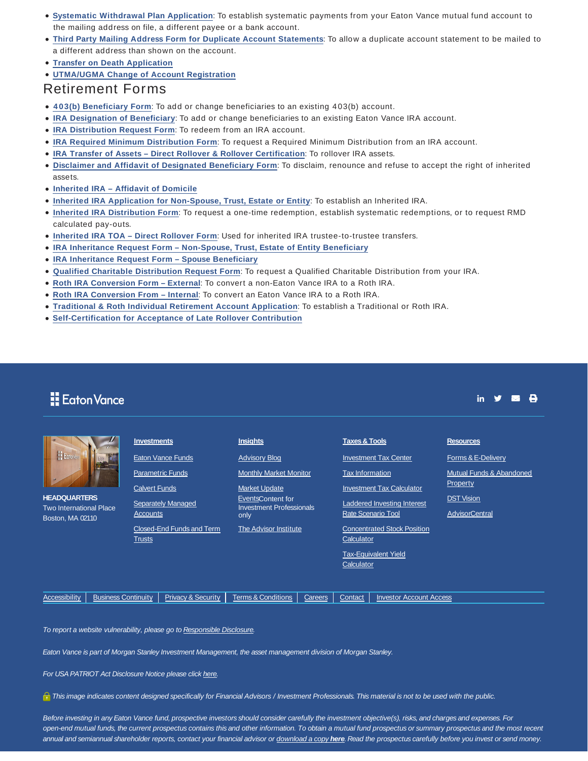- **Systematic Withdrawal Plan Application**: To establish systematic payments from your Eaton Vance mutual fund account to the mailing address on file, a different payee or a bank account.
- **Third Party Mailing Address Form for Duplicate Account Statements**: To allow a duplicate account statement to be mailed to a different address than shown on the account.
- **Transfer on Death Application**
- **UTMA/UGMA Change of Account Registration**

## Retirement Forms

- **403(b) Beneficiary Form**: To add or change beneficiaries to an existing 403(b) account.
- **IRA Designation of Beneficiary**: To add or change beneficiaries to an existing Eaton Vance IRA account.
- **IRA Distribution Request Form**: To redeem from an IRA account.
- **IRA Required Minimum Distribution Form**: To request a Required Minimum Distribution from an IRA account.
- **IRA Transfer of Assets – Direct Rollover & Rollover Certification**: To rollover IRA assets.
- **Disclaimer and Affidavit of Designated Beneficiary Form**: To disclaim, renounce and refuse to accept the right of inherited assets.
- **Inherited IRA – Affidavit of Domicile**
- **Inherited IRA Application for Non-Spouse, Trust, Estate or Entity**: To establish an Inherited IRA.
- **Inherited IRA Distribution Form**: To request a one-time redemption, establish systematic redemptions, or to request RMD calculated pay-outs.
- **Inherited IRA TOA – Direct Rollover Form**: Used for inherited IRA trustee-to-trustee transfers.
- **IRA Inheritance Request Form – Non-Spouse, Trust, Estate of Entity Beneficiary**
- **IRA Inheritance Request Form – Spouse Beneficiary**
- **Qualified Charitable Distribution Request Form**: To request a Qualified Charitable Distribution from your IRA.
- **Roth IRA Conversion Form – External**: To convert a non-Eaton Vance IRA to a Roth IRA.
- **Roth IRA Conversion From – Internal**: To convert an Eaton Vance IRA to a Roth IRA.
- **Traditional & Roth Individual Retirement Account Application**: To establish a Traditional or Roth IRA.
- **Self-Certification for Acceptance of Late Rollover Contribution**

Eaton Vance

**HEADQUARTERS**
Two International Place
Boston, MA 02110

**Investments**
- Eaton Vance Funds
- Parametric Funds
- Calvert Funds
- Separately Managed Accounts
- Closed-End Funds and Term Trusts

**Insights**
- Advisory Blog
- Monthly Market Monitor
- Market Update
- Events Content for Investment Professionals only
- The Advisor Institute

**Taxes & Tools**
- Investment Tax Center
- Tax Information
- Investment Tax Calculator
- Laddered Investing Interest Rate Scenario Tool
- Concentrated Stock Position Calculator
- Tax-Equivalent Yield Calculator

**Resources**
- Forms & E-Delivery
- Mutual Funds & Abandoned Property
- DST Vision
- AdvisorCentral

Accessibility | Business Continuity | Privacy & Security | Terms & Conditions | Careers | Contact | Investor Account Access

*To report a website vulnerability, please go to Responsible Disclosure.*

*Eaton Vance is part of Morgan Stanley Investment Management, the asset management division of Morgan Stanley.*

*For USA PATRIOT Act Disclosure Notice please click here.*

*This image indicates content designed specifically for Financial Advisors / Investment Professionals. This material is not to be used with the public.*

*Before investing in any Eaton Vance fund, prospective investors should consider carefully the investment objective(s), risks, and charges and expenses. For open-end mutual funds, the current prospectus contains this and other information. To obtain a mutual fund prospectus or summary prospectus and the most recent annual and semiannual shareholder reports, contact your financial advisor or download a copy **here**. Read the prospectus carefully before you invest or send money.*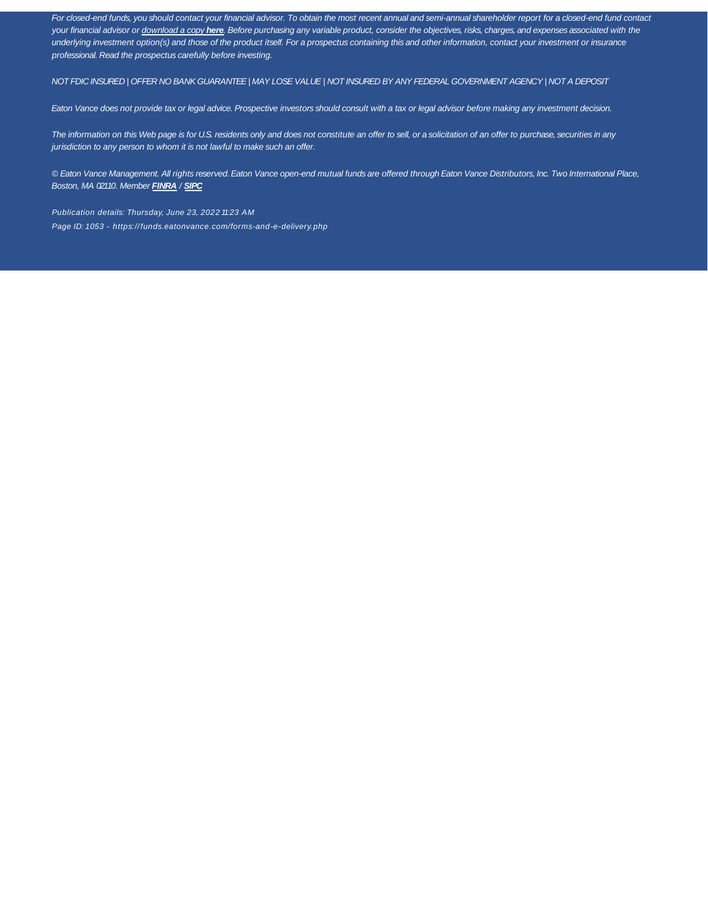*For closed-end funds, you should contact your financial advisor. To obtain the most recent annual and semi-annual shareholder report for a closed-end fund contact your financial advisor or download a copy **here**. Before purchasing any variable product, consider the objectives, risks, charges, and expenses associated with the underlying investment option(s) and those of the product itself. For a prospectus containing this and other information, contact your investment or insurance professional. Read the prospectus carefully before investing.*

*NOT FDIC INSURED | OFFER NO BANK GUARANTEE | MAY LOSE VALUE | NOT INSURED BY ANY FEDERAL GOVERNMENT AGENCY | NOT A DEPOSIT*

*Eaton Vance does not provide tax or legal advice. Prospective investors should consult with a tax or legal advisor before making any investment decision.*

*The information on this Web page is for U.S. residents only and does not constitute an offer to sell, or a solicitation of an offer to purchase, securities in any jurisdiction to any person to whom it is not lawful to make such an offer.*

*© Eaton Vance Management. All rights reserved. Eaton Vance open-end mutual funds are offered through Eaton Vance Distributors, Inc. Two International Place, Boston, MA 02110. Member **FINRA** / **SIPC***

*Publication details: Thursday, June 23, 2022 11:23 AM*

*Page ID: 1053 - https://funds.eatonvance.com/forms-and-e-delivery.php*